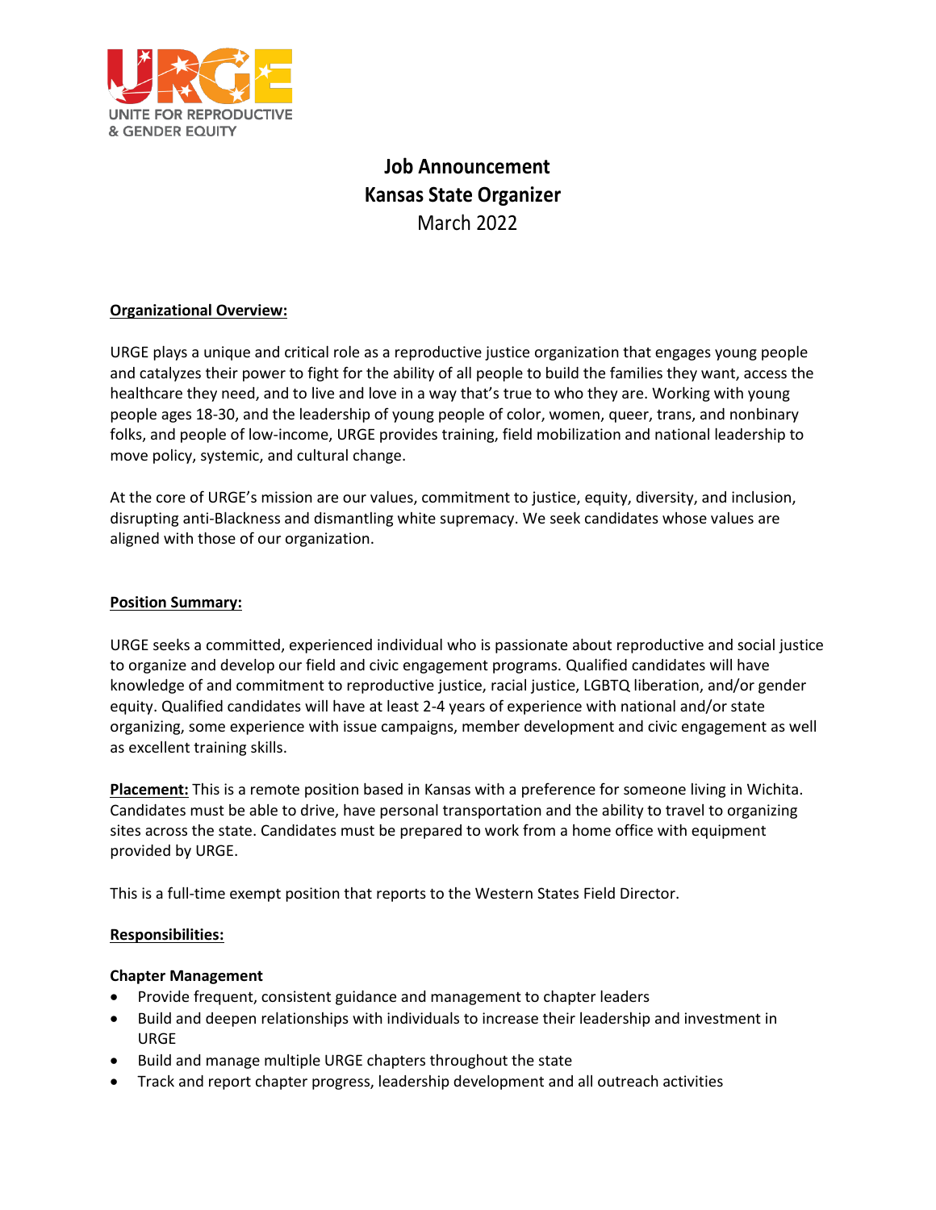URGE
UNITE FOR REPRODUCTIVE & GENDER EQUITY

# Job Announcement
# Kansas State Organizer
March 2022

**Organizational Overview:**

URGE plays a unique and critical role as a reproductive justice organization that engages young people and catalyzes their power to fight for the ability of all people to build the families they want, access the healthcare they need, and to live and love in a way that's true to who they are. Working with young people ages 18-30, and the leadership of young people of color, women, queer, trans, and nonbinary folks, and people of low-income, URGE provides training, field mobilization and national leadership to move policy, systemic, and cultural change.

At the core of URGE's mission are our values, commitment to justice, equity, diversity, and inclusion, disrupting anti-Blackness and dismantling white supremacy. We seek candidates whose values are aligned with those of our organization.

**Position Summary:**

URGE seeks a committed, experienced individual who is passionate about reproductive and social justice to organize and develop our field and civic engagement programs. Qualified candidates will have knowledge of and commitment to reproductive justice, racial justice, LGBTQ liberation, and/or gender equity. Qualified candidates will have at least 2-4 years of experience with national and/or state organizing, some experience with issue campaigns, member development and civic engagement as well as excellent training skills.

**Placement:** This is a remote position based in Kansas with a preference for someone living in Wichita. Candidates must be able to drive, have personal transportation and the ability to travel to organizing sites across the state. Candidates must be prepared to work from a home office with equipment provided by URGE.

This is a full-time exempt position that reports to the Western States Field Director.

**Responsibilities:**

**Chapter Management**

- Provide frequent, consistent guidance and management to chapter leaders
- Build and deepen relationships with individuals to increase their leadership and investment in URGE
- Build and manage multiple URGE chapters throughout the state
- Track and report chapter progress, leadership development and all outreach activities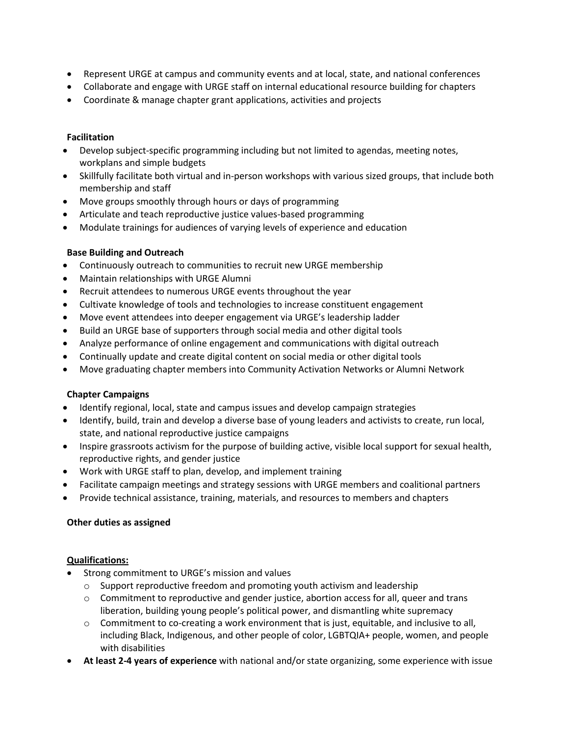- Represent URGE at campus and community events and at local, state, and national conferences
- Collaborate and engage with URGE staff on internal educational resource building for chapters
- Coordinate & manage chapter grant applications, activities and projects

**Facilitation**

- Develop subject-specific programming including but not limited to agendas, meeting notes, workplans and simple budgets
- Skillfully facilitate both virtual and in-person workshops with various sized groups, that include both membership and staff
- Move groups smoothly through hours or days of programming
- Articulate and teach reproductive justice values-based programming
- Modulate trainings for audiences of varying levels of experience and education

**Base Building and Outreach**

- Continuously outreach to communities to recruit new URGE membership
- Maintain relationships with URGE Alumni
- Recruit attendees to numerous URGE events throughout the year
- Cultivate knowledge of tools and technologies to increase constituent engagement
- Move event attendees into deeper engagement via URGE's leadership ladder
- Build an URGE base of supporters through social media and other digital tools
- Analyze performance of online engagement and communications with digital outreach
- Continually update and create digital content on social media or other digital tools
- Move graduating chapter members into Community Activation Networks or Alumni Network

**Chapter Campaigns**

- Identify regional, local, state and campus issues and develop campaign strategies
- Identify, build, train and develop a diverse base of young leaders and activists to create, run local, state, and national reproductive justice campaigns
- Inspire grassroots activism for the purpose of building active, visible local support for sexual health, reproductive rights, and gender justice
- Work with URGE staff to plan, develop, and implement training
- Facilitate campaign meetings and strategy sessions with URGE members and coalitional partners
- Provide technical assistance, training, materials, and resources to members and chapters

**Other duties as assigned**

**Qualifications:**

- Strong commitment to URGE's mission and values
  - Support reproductive freedom and promoting youth activism and leadership
  - Commitment to reproductive and gender justice, abortion access for all, queer and trans liberation, building young people's political power, and dismantling white supremacy
  - Commitment to co-creating a work environment that is just, equitable, and inclusive to all, including Black, Indigenous, and other people of color, LGBTQIA+ people, women, and people with disabilities
- **At least 2-4 years of experience** with national and/or state organizing, some experience with issue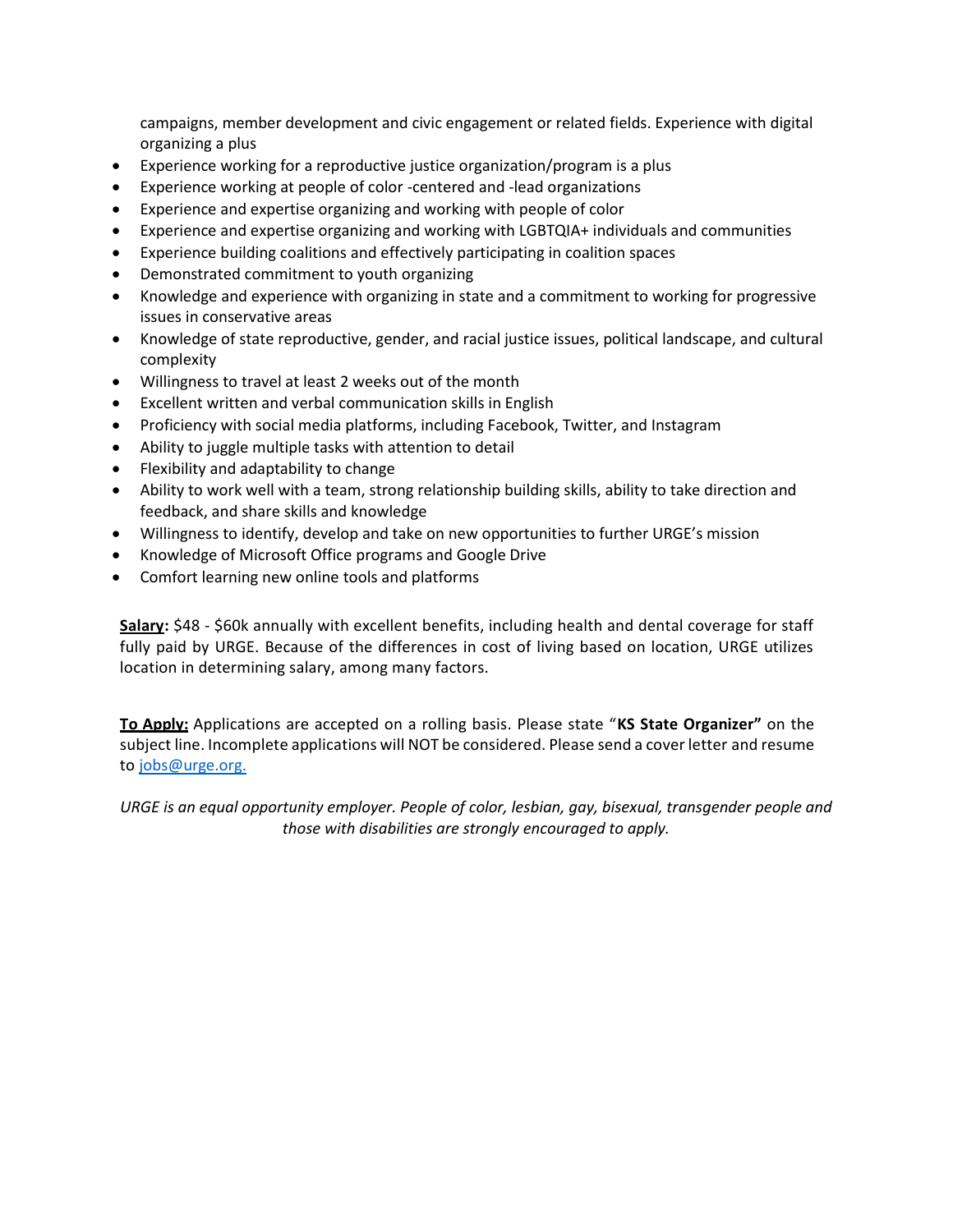campaigns, member development and civic engagement or related fields. Experience with digital organizing a plus

- Experience working for a reproductive justice organization/program is a plus
- Experience working at people of color -centered and -lead organizations
- Experience and expertise organizing and working with people of color
- Experience and expertise organizing and working with LGBTQIA+ individuals and communities
- Experience building coalitions and effectively participating in coalition spaces
- Demonstrated commitment to youth organizing
- Knowledge and experience with organizing in state and a commitment to working for progressive issues in conservative areas
- Knowledge of state reproductive, gender, and racial justice issues, political landscape, and cultural complexity
- Willingness to travel at least 2 weeks out of the month
- Excellent written and verbal communication skills in English
- Proficiency with social media platforms, including Facebook, Twitter, and Instagram
- Ability to juggle multiple tasks with attention to detail
- Flexibility and adaptability to change
- Ability to work well with a team, strong relationship building skills, ability to take direction and feedback, and share skills and knowledge
- Willingness to identify, develop and take on new opportunities to further URGE's mission
- Knowledge of Microsoft Office programs and Google Drive
- Comfort learning new online tools and platforms

**Salary:** $48 - $60k annually with excellent benefits, including health and dental coverage for staff fully paid by URGE. Because of the differences in cost of living based on location, URGE utilizes location in determining salary, among many factors.

**To Apply:** Applications are accepted on a rolling basis. Please state "**KS State Organizer**" on the subject line. Incomplete applications will NOT be considered. Please send a cover letter and resume to jobs@urge.org.

*URGE is an equal opportunity employer. People of color, lesbian, gay, bisexual, transgender people and those with disabilities are strongly encouraged to apply.*